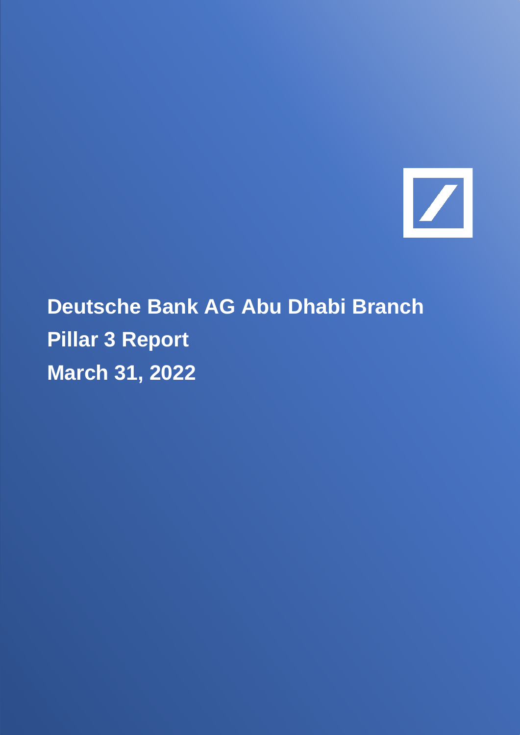# Deutsche Bank AG Abu Dhabi Branch

# Pillar 3 Report

# March 31, 2022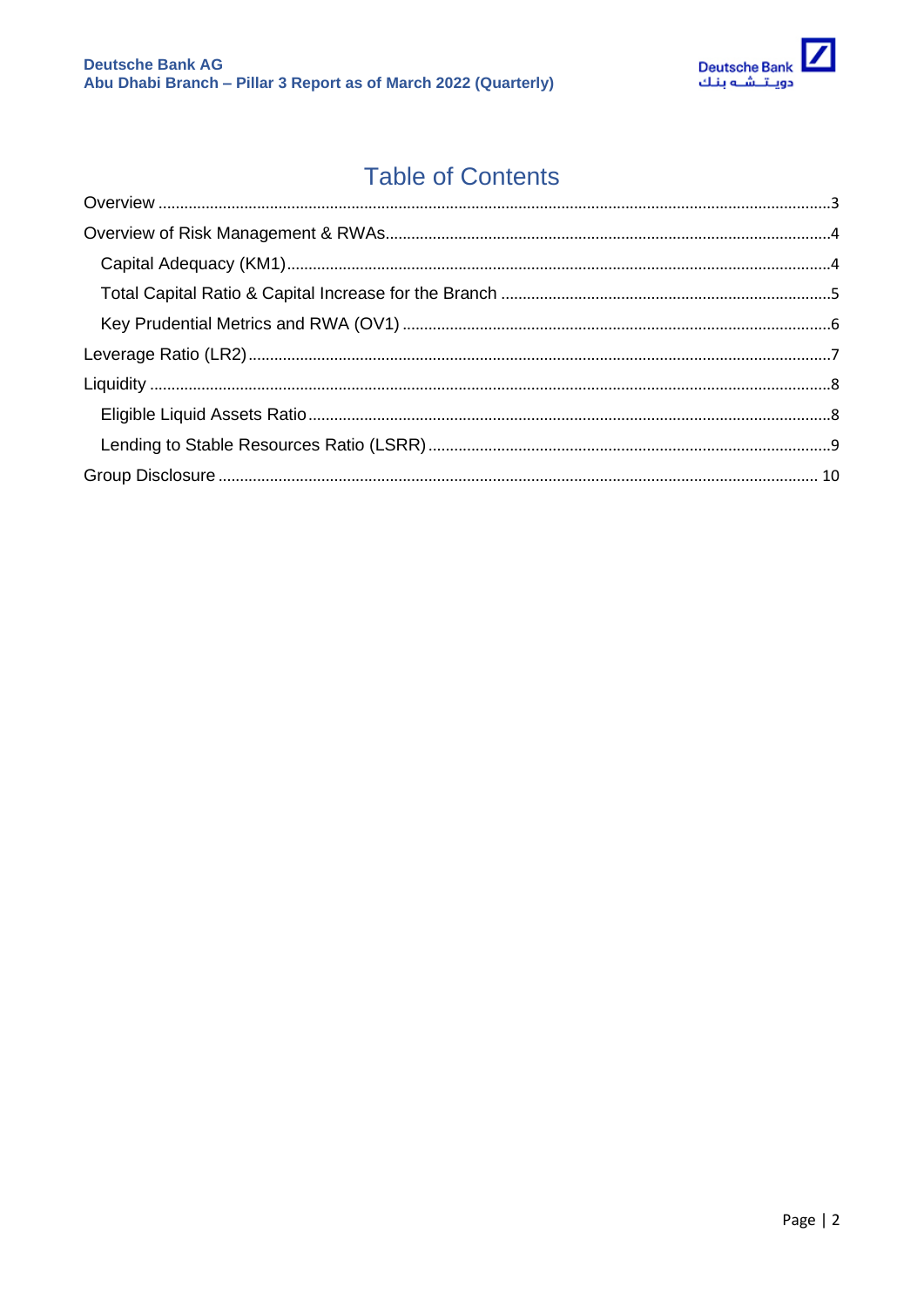# Table of Contents

Overview ........................................................................................................................................3

Overview of Risk Management & RWAs......................................................................................4

- Capital Adequacy (KM1)............................................................................................................4
- Total Capital Ratio & Capital Increase for the Branch ...............................................................5
- Key Prudential Metrics and RWA (OV1) ....................................................................................6

Leverage Ratio (LR2)......................................................................................................................7

Liquidity ............................................................................................................................................8

- Eligible Liquid Assets Ratio........................................................................................................8
- Lending to Stable Resources Ratio (LSRR)...............................................................................9

Group Disclosure .......................................................................................................................... 10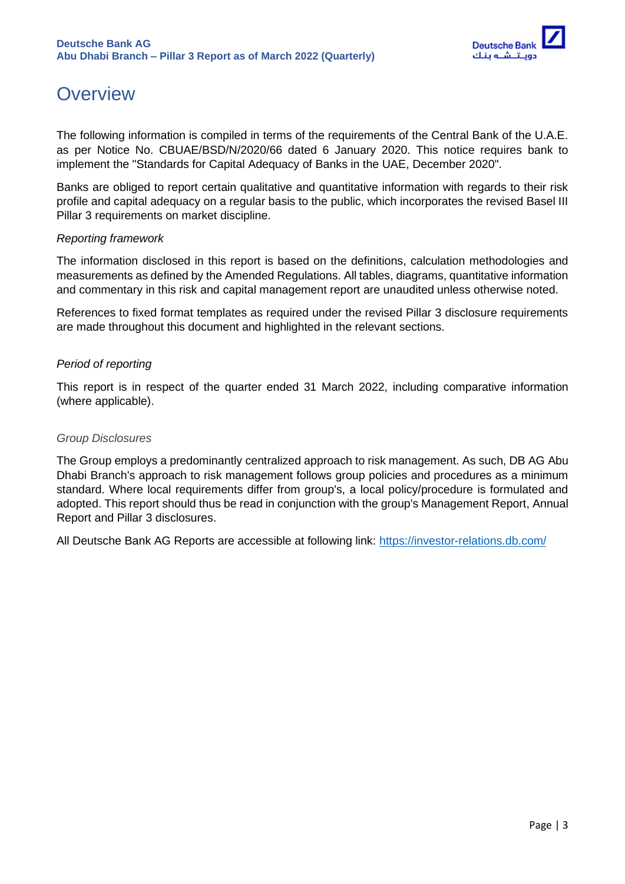# Overview

The following information is compiled in terms of the requirements of the Central Bank of the U.A.E. as per Notice No. CBUAE/BSD/N/2020/66 dated 6 January 2020. This notice requires bank to implement the "Standards for Capital Adequacy of Banks in the UAE, December 2020".

Banks are obliged to report certain qualitative and quantitative information with regards to their risk profile and capital adequacy on a regular basis to the public, which incorporates the revised Basel III Pillar 3 requirements on market discipline.

*Reporting framework*

The information disclosed in this report is based on the definitions, calculation methodologies and measurements as defined by the Amended Regulations. All tables, diagrams, quantitative information and commentary in this risk and capital management report are unaudited unless otherwise noted.

References to fixed format templates as required under the revised Pillar 3 disclosure requirements are made throughout this document and highlighted in the relevant sections.

*Period of reporting*

This report is in respect of the quarter ended 31 March 2022, including comparative information (where applicable).

*Group Disclosures*

The Group employs a predominantly centralized approach to risk management. As such, DB AG Abu Dhabi Branch's approach to risk management follows group policies and procedures as a minimum standard. Where local requirements differ from group's, a local policy/procedure is formulated and adopted. This report should thus be read in conjunction with the group's Management Report, Annual Report and Pillar 3 disclosures.

All Deutsche Bank AG Reports are accessible at following link: https://investor-relations.db.com/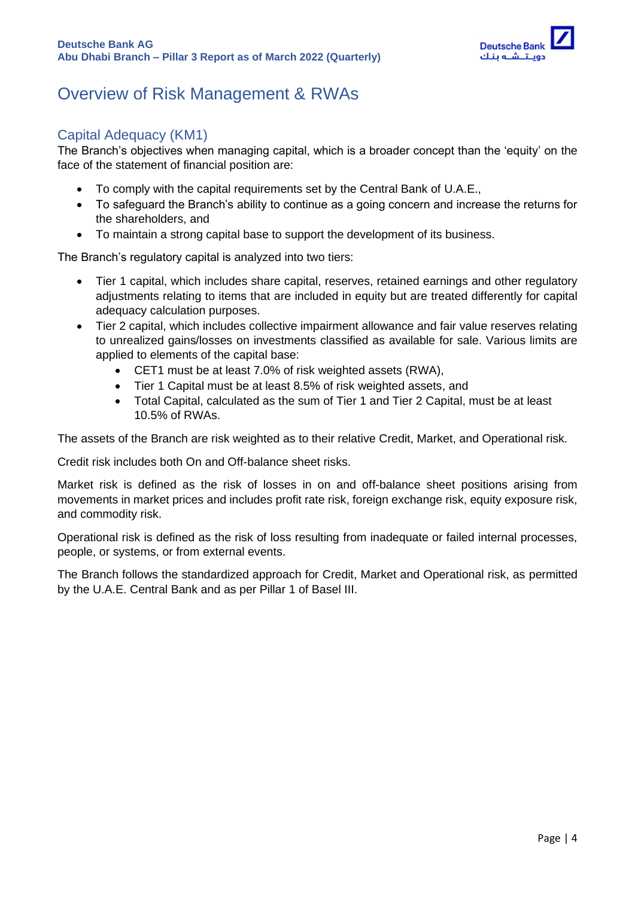# Overview of Risk Management & RWAs

## Capital Adequacy (KM1)

The Branch's objectives when managing capital, which is a broader concept than the 'equity' on the face of the statement of financial position are:

- To comply with the capital requirements set by the Central Bank of U.A.E.,
- To safeguard the Branch's ability to continue as a going concern and increase the returns for the shareholders, and
- To maintain a strong capital base to support the development of its business.

The Branch's regulatory capital is analyzed into two tiers:

- Tier 1 capital, which includes share capital, reserves, retained earnings and other regulatory adjustments relating to items that are included in equity but are treated differently for capital adequacy calculation purposes.
- Tier 2 capital, which includes collective impairment allowance and fair value reserves relating to unrealized gains/losses on investments classified as available for sale. Various limits are applied to elements of the capital base:
  - CET1 must be at least 7.0% of risk weighted assets (RWA),
  - Tier 1 Capital must be at least 8.5% of risk weighted assets, and
  - Total Capital, calculated as the sum of Tier 1 and Tier 2 Capital, must be at least 10.5% of RWAs.

The assets of the Branch are risk weighted as to their relative Credit, Market, and Operational risk.

Credit risk includes both On and Off-balance sheet risks.

Market risk is defined as the risk of losses in on and off-balance sheet positions arising from movements in market prices and includes profit rate risk, foreign exchange risk, equity exposure risk, and commodity risk.

Operational risk is defined as the risk of loss resulting from inadequate or failed internal processes, people, or systems, or from external events.

The Branch follows the standardized approach for Credit, Market and Operational risk, as permitted by the U.A.E. Central Bank and as per Pillar 1 of Basel III.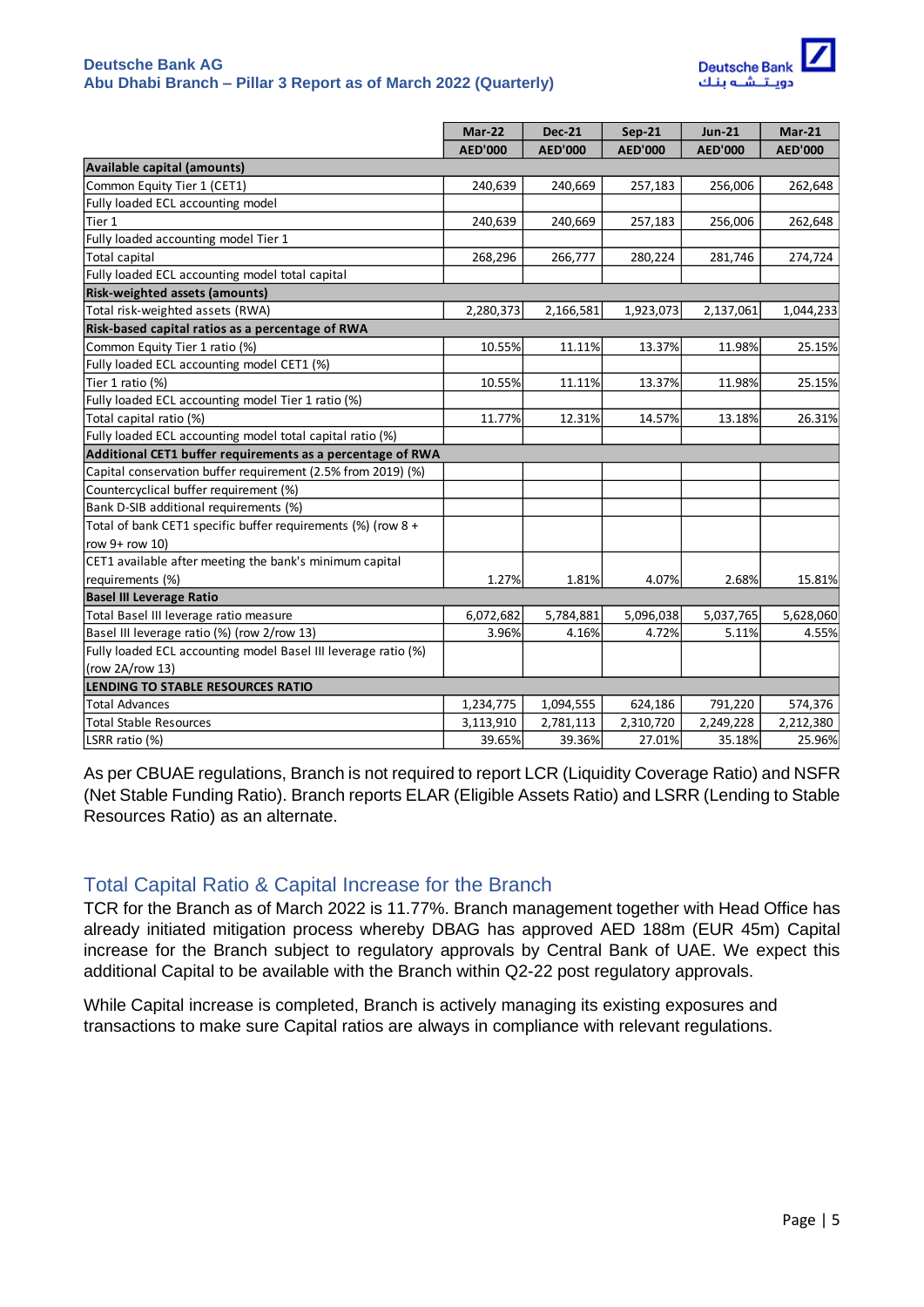| | Mar-22 | Dec-21 | Sep-21 | Jun-21 | Mar-21 |
|---|---|---|---|---|---|
| | AED'000 | AED'000 | AED'000 | AED'000 | AED'000 |
| **Available capital (amounts)** | | | | | |
| Common Equity Tier 1 (CET1) | 240,639 | 240,669 | 257,183 | 256,006 | 262,648 |
| Fully loaded ECL accounting model | | | | | |
| Tier 1 | 240,639 | 240,669 | 257,183 | 256,006 | 262,648 |
| Fully loaded accounting model Tier 1 | | | | | |
| Total capital | 268,296 | 266,777 | 280,224 | 281,746 | 274,724 |
| Fully loaded ECL accounting model total capital | | | | | |
| **Risk-weighted assets (amounts)** | | | | | |
| Total risk-weighted assets (RWA) | 2,280,373 | 2,166,581 | 1,923,073 | 2,137,061 | 1,044,233 |
| **Risk-based capital ratios as a percentage of RWA** | | | | | |
| Common Equity Tier 1 ratio (%) | 10.55% | 11.11% | 13.37% | 11.98% | 25.15% |
| Fully loaded ECL accounting model CET1 (%) | | | | | |
| Tier 1 ratio (%) | 10.55% | 11.11% | 13.37% | 11.98% | 25.15% |
| Fully loaded ECL accounting model Tier 1 ratio (%) | | | | | |
| Total capital ratio (%) | 11.77% | 12.31% | 14.57% | 13.18% | 26.31% |
| Fully loaded ECL accounting model total capital ratio (%) | | | | | |
| **Additional CET1 buffer requirements as a percentage of RWA** | | | | | |
| Capital conservation buffer requirement (2.5% from 2019) (%) | | | | | |
| Countercyclical buffer requirement (%) | | | | | |
| Bank D-SIB additional requirements (%) | | | | | |
| Total of bank CET1 specific buffer requirements (%) (row 8 + row 9+ row 10) | | | | | |
| CET1 available after meeting the bank's minimum capital requirements (%) | 1.27% | 1.81% | 4.07% | 2.68% | 15.81% |
| **Basel III Leverage Ratio** | | | | | |
| Total Basel III leverage ratio measure | 6,072,682 | 5,784,881 | 5,096,038 | 5,037,765 | 5,628,060 |
| Basel III leverage ratio (%) (row 2/row 13) | 3.96% | 4.16% | 4.72% | 5.11% | 4.55% |
| Fully loaded ECL accounting model Basel III leverage ratio (%) (row 2A/row 13) | | | | | |
| **LENDING TO STABLE RESOURCES RATIO** | | | | | |
| Total Advances | 1,234,775 | 1,094,555 | 624,186 | 791,220 | 574,376 |
| Total Stable Resources | 3,113,910 | 2,781,113 | 2,310,720 | 2,249,228 | 2,212,380 |
| LSRR ratio (%) | 39.65% | 39.36% | 27.01% | 35.18% | 25.96% |

As per CBUAE regulations, Branch is not required to report LCR (Liquidity Coverage Ratio) and NSFR (Net Stable Funding Ratio). Branch reports ELAR (Eligible Assets Ratio) and LSRR (Lending to Stable Resources Ratio) as an alternate.

## Total Capital Ratio & Capital Increase for the Branch

TCR for the Branch as of March 2022 is 11.77%. Branch management together with Head Office has already initiated mitigation process whereby DBAG has approved AED 188m (EUR 45m) Capital increase for the Branch subject to regulatory approvals by Central Bank of UAE. We expect this additional Capital to be available with the Branch within Q2-22 post regulatory approvals.

While Capital increase is completed, Branch is actively managing its existing exposures and transactions to make sure Capital ratios are always in compliance with relevant regulations.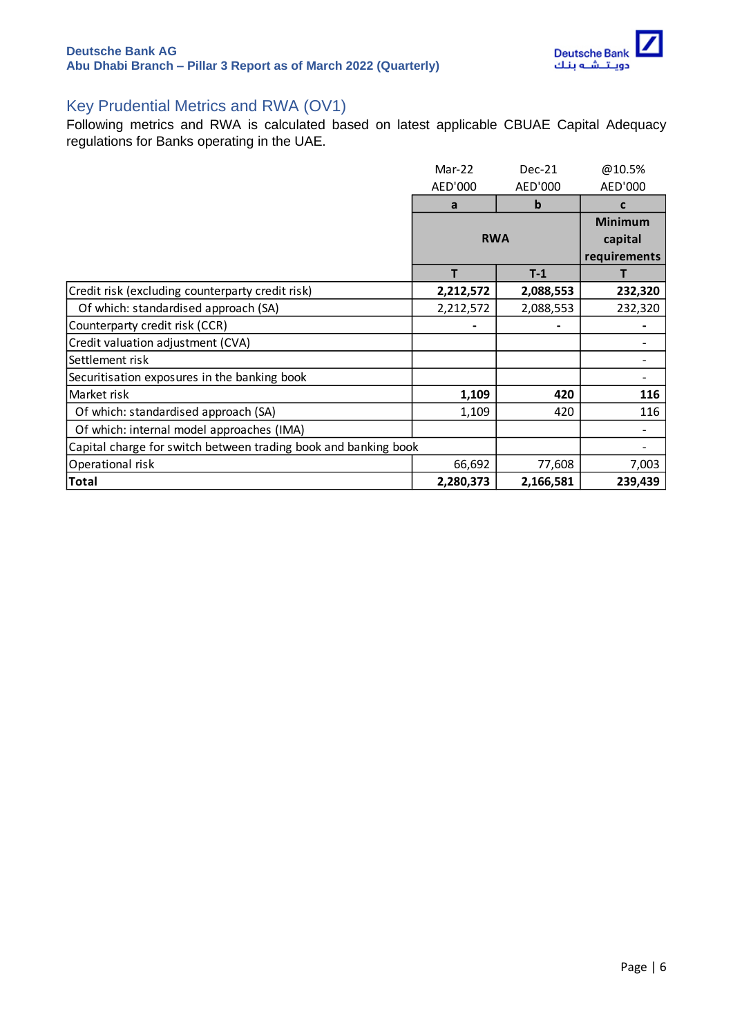## Key Prudential Metrics and RWA (OV1)

Following metrics and RWA is calculated based on latest applicable CBUAE Capital Adequacy regulations for Banks operating in the UAE.

| | Mar-22 AED'000 | Dec-21 AED'000 | @10.5% AED'000 |
|---|---|---|---|
| | a | b | c |
| | RWA | | Minimum capital requirements |
| | T | T-1 | T |
| Credit risk (excluding counterparty credit risk) | **2,212,572** | **2,088,553** | **232,320** |
| Of which: standardised approach (SA) | 2,212,572 | 2,088,553 | 232,320 |
| Counterparty credit risk (CCR) | - | - | - |
| Credit valuation adjustment (CVA) | | | - |
| Settlement risk | | | - |
| Securitisation exposures in the banking book | | | - |
| Market risk | **1,109** | **420** | **116** |
| Of which: standardised approach (SA) | 1,109 | 420 | 116 |
| Of which: internal model approaches (IMA) | | | - |
| Capital charge for switch between trading book and banking book | | | - |
| Operational risk | 66,692 | 77,608 | 7,003 |
| **Total** | **2,280,373** | **2,166,581** | **239,439** |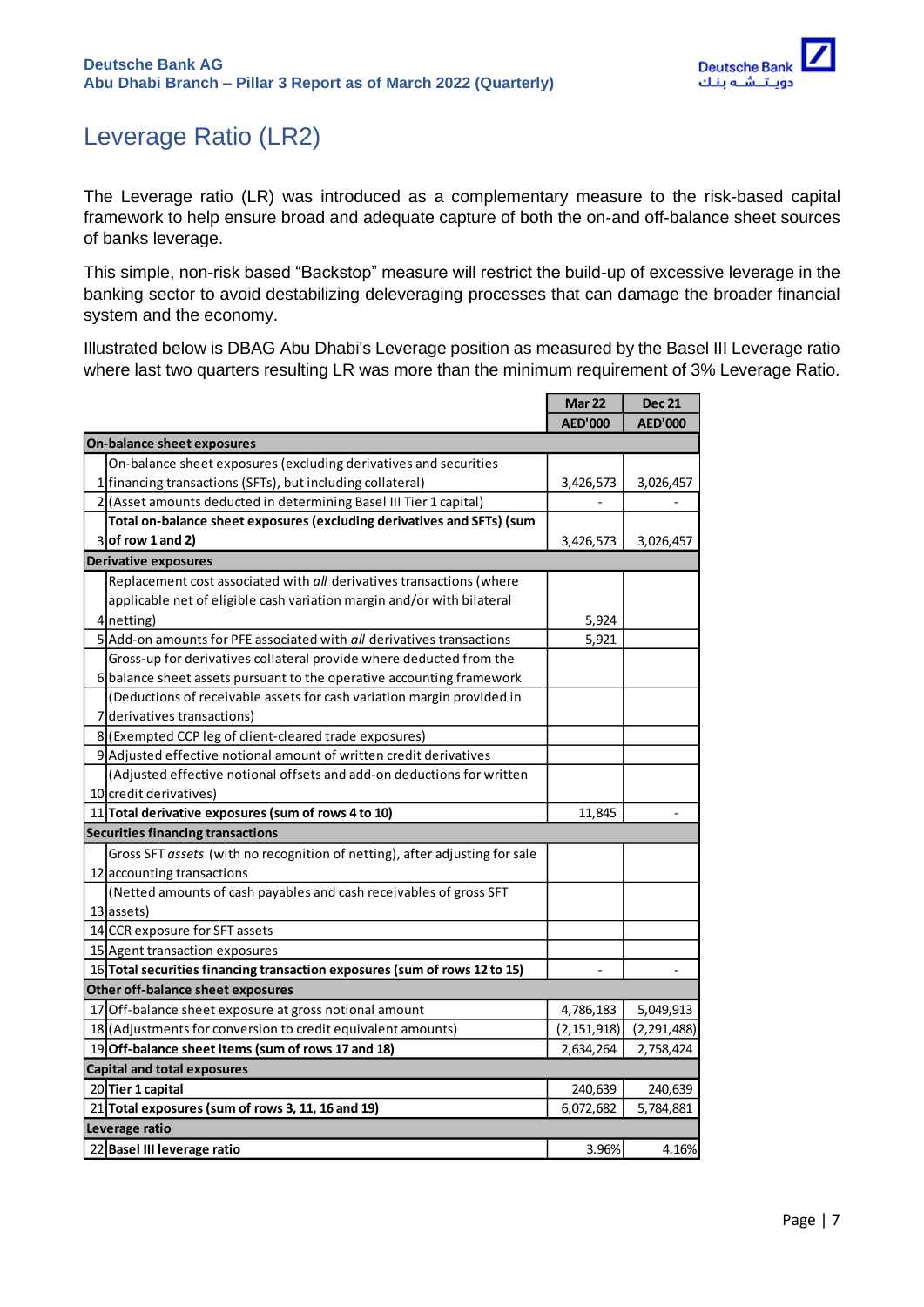# Leverage Ratio (LR2)

The Leverage ratio (LR) was introduced as a complementary measure to the risk-based capital framework to help ensure broad and adequate capture of both the on-and off-balance sheet sources of banks leverage.

This simple, non-risk based "Backstop" measure will restrict the build-up of excessive leverage in the banking sector to avoid destabilizing deleveraging processes that can damage the broader financial system and the economy.

Illustrated below is DBAG Abu Dhabi's Leverage position as measured by the Basel III Leverage ratio where last two quarters resulting LR was more than the minimum requirement of 3% Leverage Ratio.

| | | Mar 22 | Dec 21 |
|---|---|---|---|
| | | AED'000 | AED'000 |
| **On-balance sheet exposures** | | | |
| 1 | On-balance sheet exposures (excluding derivatives and securities financing transactions (SFTs), but including collateral) | 3,426,573 | 3,026,457 |
| 2 | (Asset amounts deducted in determining Basel III Tier 1 capital) | - | - |
| 3 | **Total on-balance sheet exposures (excluding derivatives and SFTs) (sum of row 1 and 2)** | 3,426,573 | 3,026,457 |
| **Derivative exposures** | | | |
| 4 | Replacement cost associated with *all* derivatives transactions (where applicable net of eligible cash variation margin and/or with bilateral netting) | 5,924 | |
| 5 | Add-on amounts for PFE associated with *all* derivatives transactions | 5,921 | |
| 6 | Gross-up for derivatives collateral provide where deducted from the balance sheet assets pursuant to the operative accounting framework | | |
| 7 | (Deductions of receivable assets for cash variation margin provided in derivatives transactions) | | |
| 8 | (Exempted CCP leg of client-cleared trade exposures) | | |
| 9 | Adjusted effective notional amount of written credit derivatives | | |
| 10 | (Adjusted effective notional offsets and add-on deductions for written credit derivatives) | | |
| 11 | **Total derivative exposures (sum of rows 4 to 10)** | 11,845 | - |
| **Securities financing transactions** | | | |
| 12 | Gross SFT *assets* (with no recognition of netting), after adjusting for sale accounting transactions | | |
| 13 | (Netted amounts of cash payables and cash receivables of gross SFT assets) | | |
| 14 | CCR exposure for SFT assets | | |
| 15 | Agent transaction exposures | | |
| 16 | **Total securities financing transaction exposures (sum of rows 12 to 15)** | - | - |
| **Other off-balance sheet exposures** | | | |
| 17 | Off-balance sheet exposure at gross notional amount | 4,786,183 | 5,049,913 |
| 18 | (Adjustments for conversion to credit equivalent amounts) | (2,151,918) | (2,291,488) |
| 19 | **Off-balance sheet items (sum of rows 17 and 18)** | 2,634,264 | 2,758,424 |
| **Capital and total exposures** | | | |
| 20 | **Tier 1 capital** | 240,639 | 240,639 |
| 21 | **Total exposures (sum of rows 3, 11, 16 and 19)** | 6,072,682 | 5,784,881 |
| **Leverage ratio** | | | |
| 22 | **Basel III leverage ratio** | 3.96% | 4.16% |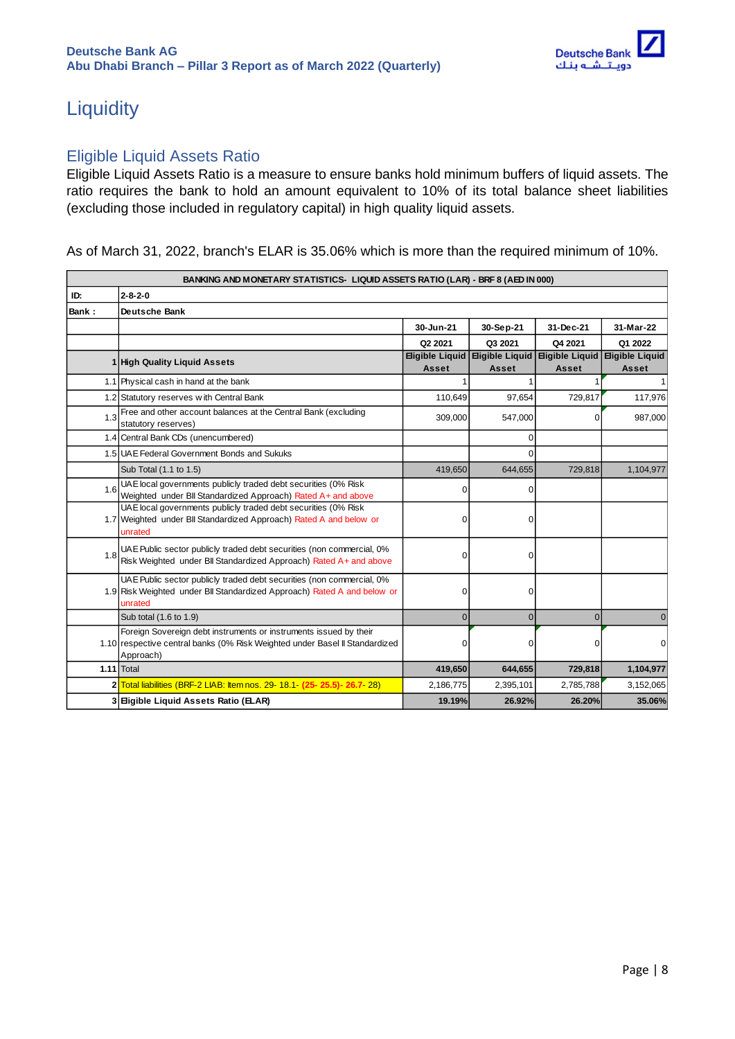# Liquidity

## Eligible Liquid Assets Ratio

Eligible Liquid Assets Ratio is a measure to ensure banks hold minimum buffers of liquid assets. The ratio requires the bank to hold an amount equivalent to 10% of its total balance sheet liabilities (excluding those included in regulatory capital) in high quality liquid assets.

As of March 31, 2022, branch's ELAR is 35.06% which is more than the required minimum of 10%.

| BANKING AND MONETARY STATISTICS- LIQUID ASSETS RATIO (LAR) - BRF 8 (AED IN 000) | | | | | |
|---|---|---|---|---|---|
| ID: | 2-8-2-0 | | | | |
| Bank : | Deutsche Bank | | | | |
| | | 30-Jun-21 | 30-Sep-21 | 31-Dec-21 | 31-Mar-22 |
| | | Q2 2021 | Q3 2021 | Q4 2021 | Q1 2022 |
| **1** | **High Quality Liquid Assets** | **Eligible Liquid Asset** | **Eligible Liquid Asset** | **Eligible Liquid Asset** | **Eligible Liquid Asset** |
| 1.1 | Physical cash in hand at the bank | 1 | 1 | 1 | 1 |
| 1.2 | Statutory reserves with Central Bank | 110,649 | 97,654 | 729,817 | 117,976 |
| 1.3 | Free and other account balances at the Central Bank (excluding statutory reserves) | 309,000 | 547,000 | 0 | 987,000 |
| 1.4 | Central Bank CDs (unencumbered) | | 0 | | |
| 1.5 | UAE Federal Government Bonds and Sukuks | | 0 | | |
| | Sub Total (1.1 to 1.5) | 419,650 | 644,655 | 729,818 | 1,104,977 |
| 1.6 | UAE local governments publicly traded debt securities (0% Risk Weighted under BII Standardized Approach) Rated A+ and above | 0 | 0 | | |
| 1.7 | UAE local governments publicly traded debt securities (0% Risk Weighted under BII Standardized Approach) Rated A and below or unrated | 0 | 0 | | |
| 1.8 | UAE Public sector publicly traded debt securities (non commercial, 0% Risk Weighted under BII Standardized Approach) Rated A+ and above | 0 | 0 | | |
| 1.9 | UAE Public sector publicly traded debt securities (non commercial, 0% Risk Weighted under BII Standardized Approach) Rated A and below or unrated | 0 | 0 | | |
| | Sub total (1.6 to 1.9) | 0 | 0 | 0 | 0 |
| 1.10 | Foreign Sovereign debt instruments or instruments issued by their respective central banks (0% Risk Weighted under Basel II Standardized Approach) | 0 | 0 | 0 | 0 |
| **1.11** | Total | **419,650** | **644,655** | **729,818** | **1,104,977** |
| **2** | Total liabilities (BRF-2 LIAB: Item nos. 29- 18.1- (25- 25.5)- 26.7- 28) | 2,186,775 | 2,395,101 | 2,785,788 | 3,152,065 |
| **3** | **Eligible Liquid Assets Ratio (ELAR)** | **19.19%** | **26.92%** | **26.20%** | **35.06%** |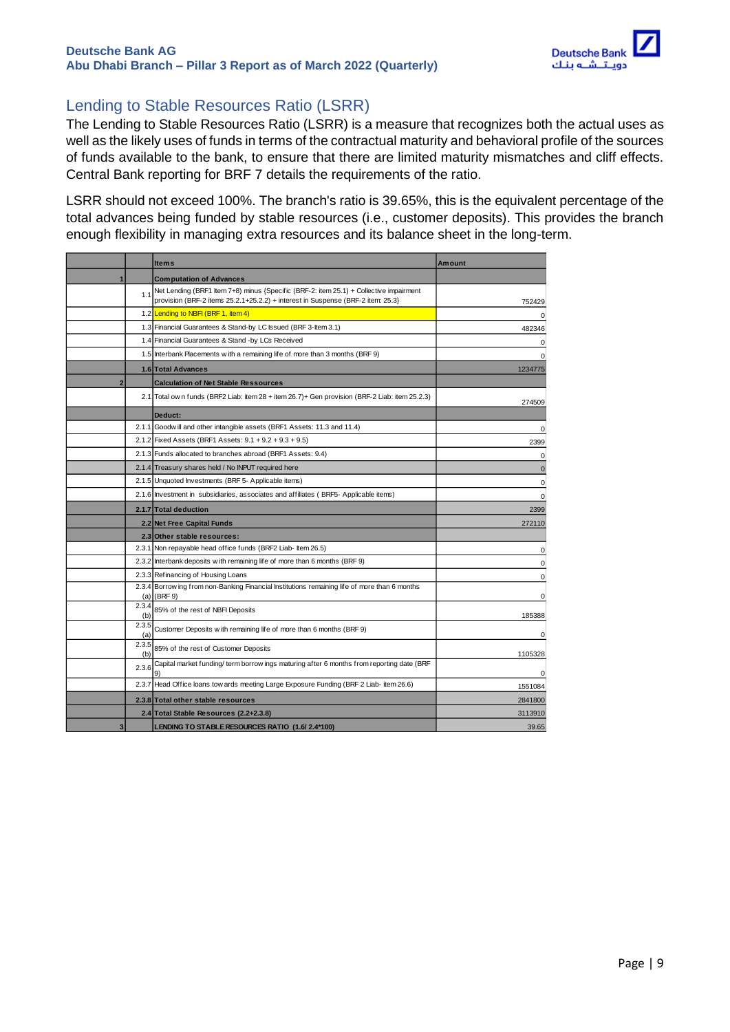## Lending to Stable Resources Ratio (LSRR)

The Lending to Stable Resources Ratio (LSRR) is a measure that recognizes both the actual uses as well as the likely uses of funds in terms of the contractual maturity and behavioral profile of the sources of funds available to the bank, to ensure that there are limited maturity mismatches and cliff effects. Central Bank reporting for BRF 7 details the requirements of the ratio.

LSRR should not exceed 100%. The branch's ratio is 39.65%, this is the equivalent percentage of the total advances being funded by stable resources (i.e., customer deposits). This provides the branch enough flexibility in managing extra resources and its balance sheet in the long-term.

| | | Items | Amount |
|---|---|---|---|
| 1 | | **Computation of Advances** | |
| | 1.1 | Net Lending (BRF1 Item 7+8) minus {Specific (BRF-2: item 25.1) + Collective impairment provision (BRF-2 items 25.2.1+25.2.2) + interest in Suspense (BRF-2 item: 25.3} | 752429 |
| | 1.2 | Lending to NBFI (BRF 1, item 4) | 0 |
| | 1.3 | Financial Guarantees & Stand-by LC Issued (BRF 3-Item 3.1) | 482346 |
| | 1.4 | Financial Guarantees & Stand -by LCs Received | 0 |
| | 1.5 | Interbank Placements with a remaining life of more than 3 months (BRF 9) | 0 |
| | **1.6** | **Total Advances** | 1234775 |
| 2 | | **Calculation of Net Stable Ressources** | |
| | 2.1 | Total own funds (BRF2 Liab: item 28 + item 26.7)+ Gen provision (BRF-2 Liab: item 25.2.1) | 274509 |
| | | **Deduct:** | |
| | 2.1.1 | Goodwill and other intangible assets (BRF1 Assets: 11.3 and 11.4) | 0 |
| | 2.1.2 | Fixed Assets (BRF1 Assets: 9.1 + 9.2 + 9.3 + 9.5) | 2399 |
| | 2.1.3 | Funds allocated to branches abroad (BRF1 Assets: 9.4) | 0 |
| | 2.1.4 | Treasury shares held / No INPUT required here | 0 |
| | 2.1.5 | Unquoted Investments (BRF 5- Applicable items) | 0 |
| | 2.1.6 | Investment in subsidiaries, associates and affiliates ( BRF5- Applicable items) | 0 |
| | **2.1.7** | **Total deduction** | 2399 |
| | **2.2** | **Net Free Capital Funds** | 272110 |
| | **2.3** | **Other stable resources:** | |
| | 2.3.1 | Non repayable head office funds (BRF2 Liab- Item 26.5) | 0 |
| | 2.3.2 | Interbank deposits with remaining life of more than 6 months (BRF 9) | 0 |
| | 2.3.3 | Refinancing of Housing Loans | 0 |
| | 2.3.4 (a) | Borrowing from non-Banking Financial Institutions remaining life of more than 6 months (BRF 9) | 0 |
| | 2.3.4 (b) | 85% of the rest of NBFI Deposits | 185388 |
| | 2.3.5 (a) | Customer Deposits with remaining life of more than 6 months (BRF 9) | 0 |
| | 2.3.5 (b) | 85% of the rest of Customer Deposits | 1105328 |
| | 2.3.6 | Capital market funding/ term borrowings maturing after 6 months from reporting date (BRF 9) | 0 |
| | 2.3.7 | Head Office loans towards meeting Large Exposure Funding (BRF 2 Liab- item 26.6) | 1551084 |
| | **2.3.8** | **Total other stable resources** | 2841800 |
| | **2.4** | **Total Stable Resources (2.2+2.3.8)** | 3113910 |
| 3 | | **LENDING TO STABLE RESOURCES RATIO (1.6/ 2.4*100)** | 39.65 |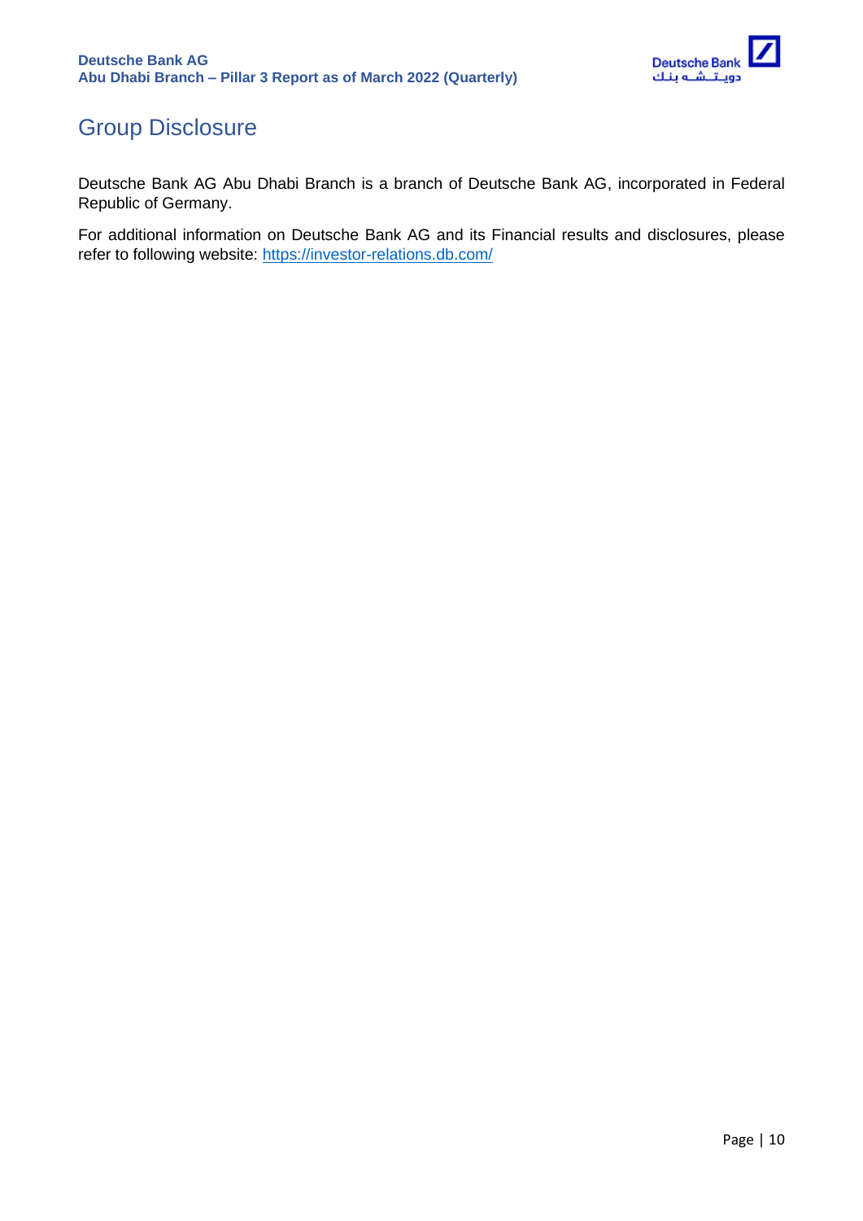# Group Disclosure

Deutsche Bank AG Abu Dhabi Branch is a branch of Deutsche Bank AG, incorporated in Federal Republic of Germany.

For additional information on Deutsche Bank AG and its Financial results and disclosures, please refer to following website: https://investor-relations.db.com/